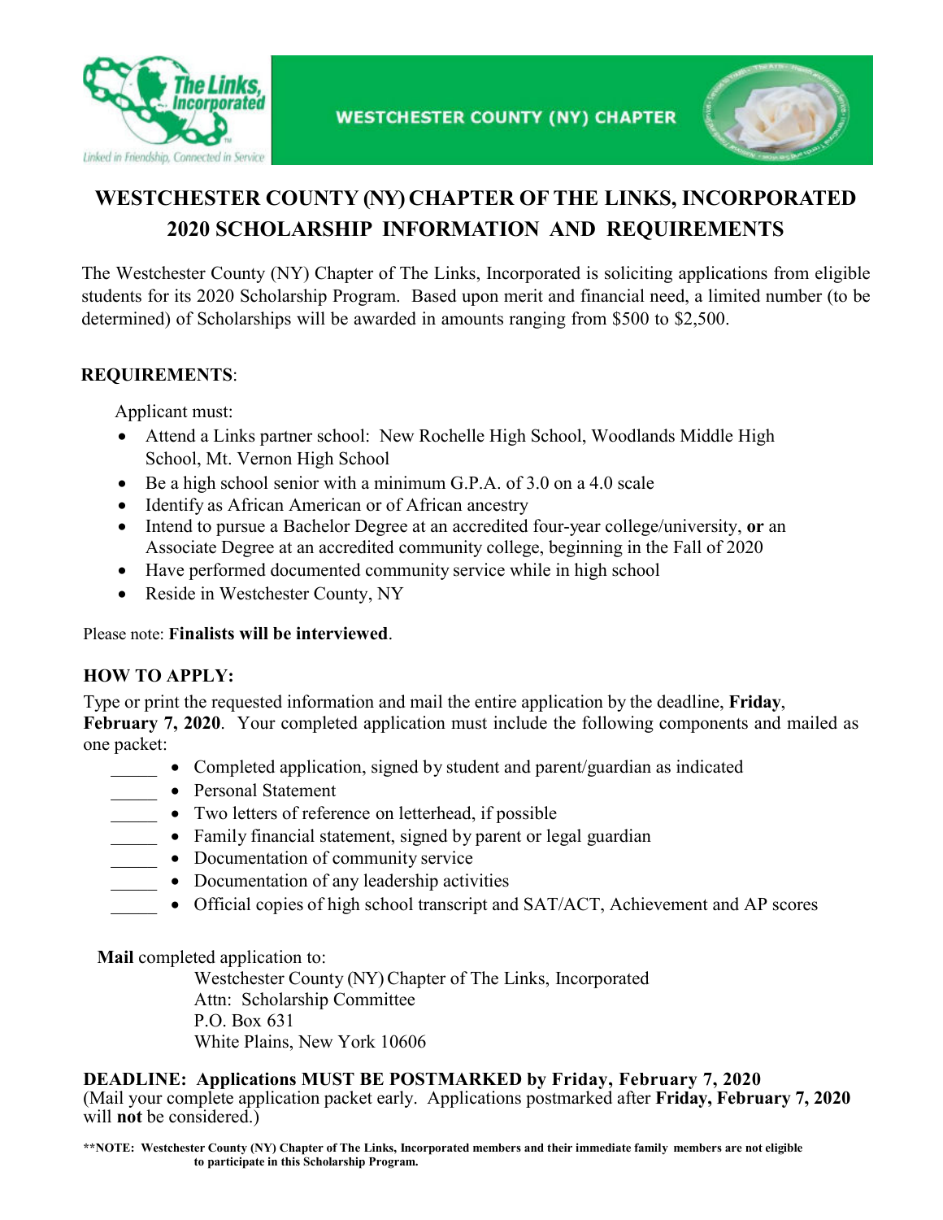The Links, Incorporated

Linked in Friendship, Connected in Service

WESTCHESTER COUNTY (NY) CHAPTER

# WESTCHESTER COUNTY (NY) CHAPTER OF THE LINKS, INCORPORATED 2020 SCHOLARSHIP INFORMATION AND REQUIREMENTS

The Westchester County (NY) Chapter of The Links, Incorporated is soliciting applications from eligible students for its 2020 Scholarship Program. Based upon merit and financial need, a limited number (to be determined) of Scholarships will be awarded in amounts ranging from $500 to $2,500.

**REQUIREMENTS**:

Applicant must:

- Attend a Links partner school: New Rochelle High School, Woodlands Middle High School, Mt. Vernon High School
- Be a high school senior with a minimum G.P.A. of 3.0 on a 4.0 scale
- Identify as African American or of African ancestry
- Intend to pursue a Bachelor Degree at an accredited four-year college/university, **or** an Associate Degree at an accredited community college, beginning in the Fall of 2020
- Have performed documented community service while in high school
- Reside in Westchester County, NY

Please note: **Finalists will be interviewed**.

**HOW TO APPLY:**

Type or print the requested information and mail the entire application by the deadline, **Friday**, **February 7, 2020**. Your completed application must include the following components and mailed as one packet:

_____ • Completed application, signed by student and parent/guardian as indicated
_____ • Personal Statement
_____ • Two letters of reference on letterhead, if possible
_____ • Family financial statement, signed by parent or legal guardian
_____ • Documentation of community service
_____ • Documentation of any leadership activities
_____ • Official copies of high school transcript and SAT/ACT, Achievement and AP scores

**Mail** completed application to:

Westchester County (NY) Chapter of The Links, Incorporated
Attn: Scholarship Committee
P.O. Box 631
White Plains, New York 10606

**DEADLINE: Applications MUST BE POSTMARKED by Friday, February 7, 2020**
(Mail your complete application packet early. Applications postmarked after **Friday, February 7, 2020** will **not** be considered.)

**\*\*NOTE: Westchester County (NY) Chapter of The Links, Incorporated members and their immediate family members are not eligible to participate in this Scholarship Program.**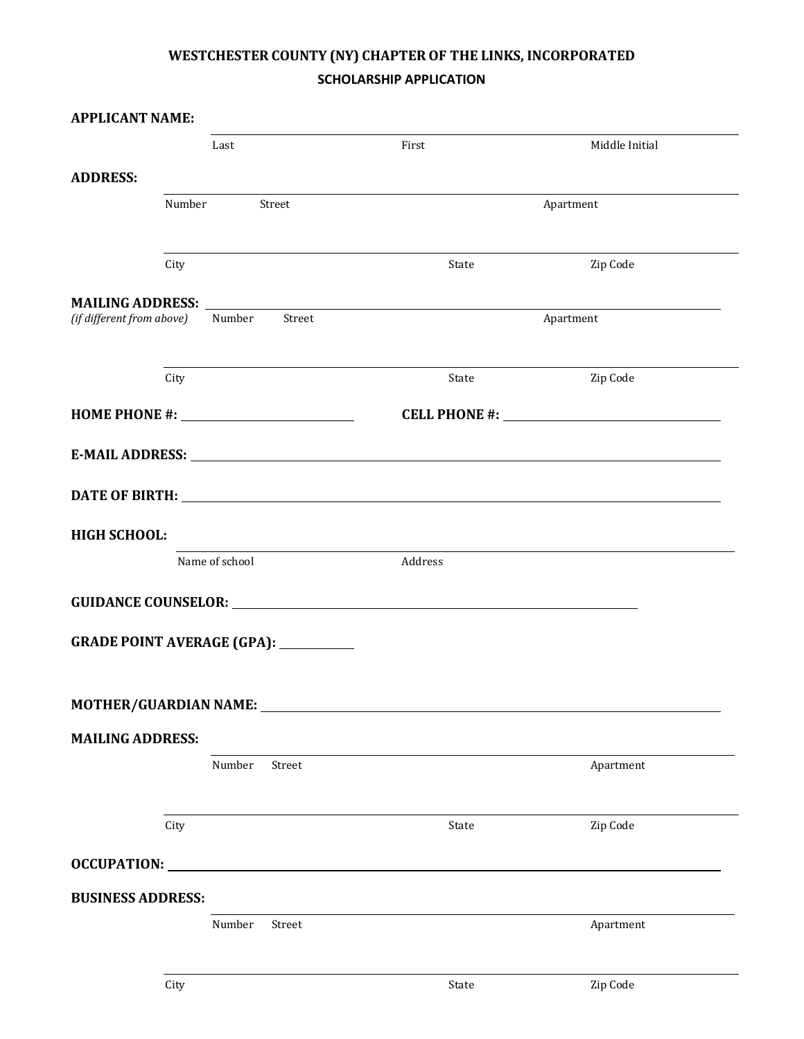**WESTCHESTER COUNTY (NY) CHAPTER OF THE LINKS, INCORPORATED**

**SCHOLARSHIP APPLICATION**

**APPLICANT NAME:** ______________________________________________

Last First Middle Initial

**ADDRESS:** ______________________________________________

Number Street Apartment

______________________________________________

City State Zip Code

**MAILING ADDRESS:** ______________________________________________

*(if different from above)* Number Street Apartment

______________________________________________

City State Zip Code

**HOME PHONE #:** ____________________ **CELL PHONE #:** ____________________

**E-MAIL ADDRESS:** ______________________________________________

**DATE OF BIRTH:** ______________________________________________

**HIGH SCHOOL:** ______________________________________________

Name of school Address

**GUIDANCE COUNSELOR:** ______________________________________________

**GRADE POINT AVERAGE (GPA):** __________

**MOTHER/GUARDIAN NAME:** ______________________________________________

**MAILING ADDRESS:** ______________________________________________

Number Street Apartment

______________________________________________

City State Zip Code

**OCCUPATION:** ______________________________________________

**BUSINESS ADDRESS:** ______________________________________________

Number Street Apartment

______________________________________________

City State Zip Code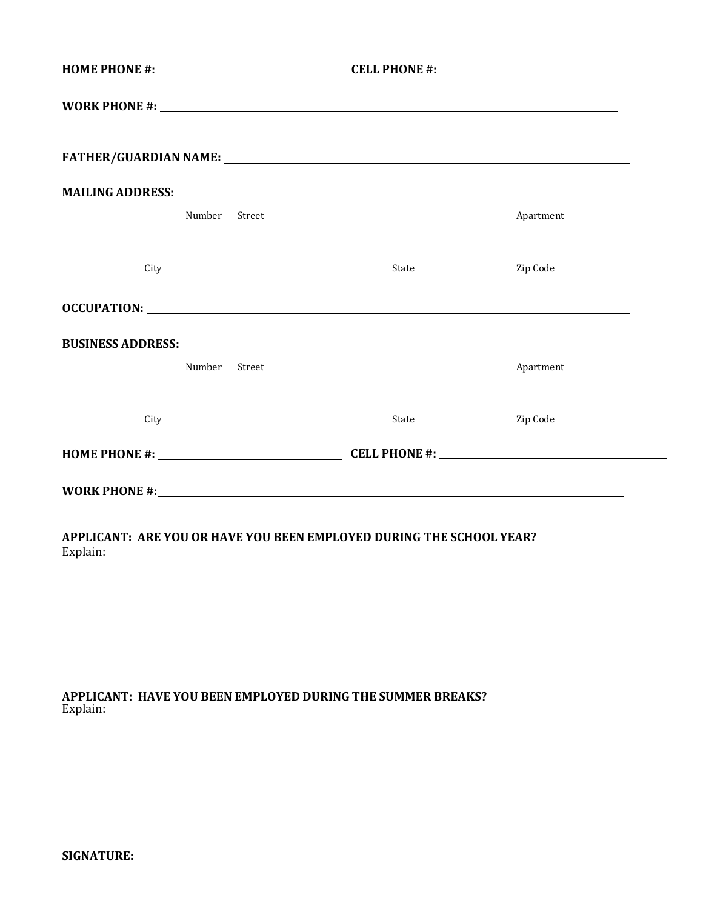**HOME PHONE #:** ____________________ **CELL PHONE #:** ____________________

**WORK PHONE #:** ________________________________________

**FATHER/GUARDIAN NAME:** ________________________________________

**MAILING ADDRESS:** ________________________________________

Number Street Apartment

________________________________________

City State Zip Code

**OCCUPATION:** ________________________________________

**BUSINESS ADDRESS:** ________________________________________

Number Street Apartment

________________________________________

City State Zip Code

**HOME PHONE #:** ____________________ **CELL PHONE #:** ____________________

**WORK PHONE #:** ________________________________________

**APPLICANT: ARE YOU OR HAVE YOU BEEN EMPLOYED DURING THE SCHOOL YEAR?**
Explain:

**APPLICANT: HAVE YOU BEEN EMPLOYED DURING THE SUMMER BREAKS?**
Explain:

**SIGNATURE:** ________________________________________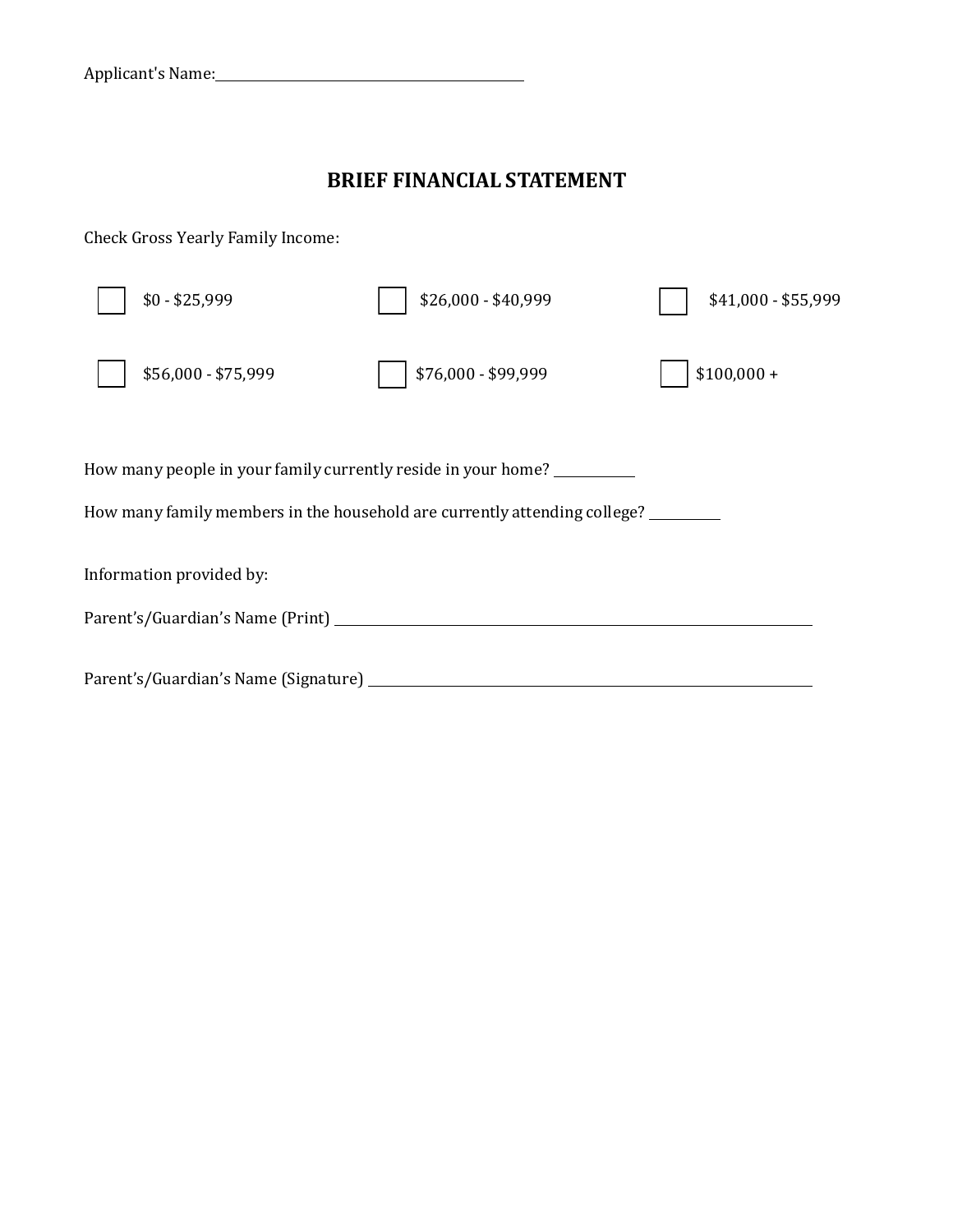Applicant's Name: ______________________________

## BRIEF FINANCIAL STATEMENT

Check Gross Yearly Family Income:

- [ ] $0 - $25,999
- [ ] $26,000 - $40,999
- [ ] $41,000 - $55,999
- [ ] $56,000 - $75,999
- [ ] $76,000 - $99,999
- [ ] $100,000 +

How many people in your family currently reside in your home? __________

How many family members in the household are currently attending college? __________

Information provided by:

Parent's/Guardian's Name (Print) ______________________________

Parent's/Guardian's Name (Signature) ______________________________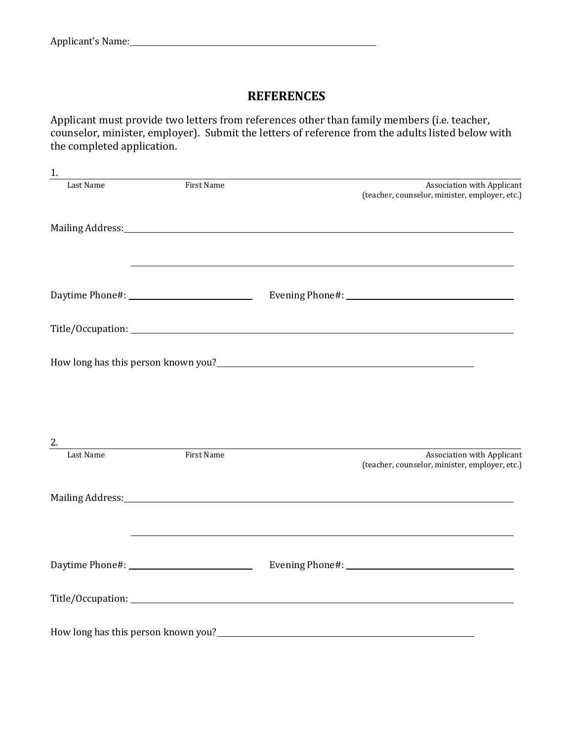Applicant's Name: ______________________________

## REFERENCES

Applicant must provide two letters from references other than family members (i.e. teacher, counselor, minister, employer). Submit the letters of reference from the adults listed below with the completed application.

1. ______________________________________________________________
Last Name　　　　First Name　　　　Association with Applicant (teacher, counselor, minister, employer, etc.)

Mailing Address: ______________________________________________

______________________________________________

Daytime Phone#: ____________________　　Evening Phone#: ____________________

Title/Occupation: ______________________________________________

How long has this person known you? ______________________________

2. ______________________________________________________________
Last Name　　　　First Name　　　　Association with Applicant (teacher, counselor, minister, employer, etc.)

Mailing Address: ______________________________________________

______________________________________________

Daytime Phone#: ____________________　　Evening Phone#: ____________________

Title/Occupation: ______________________________________________

How long has this person known you? ______________________________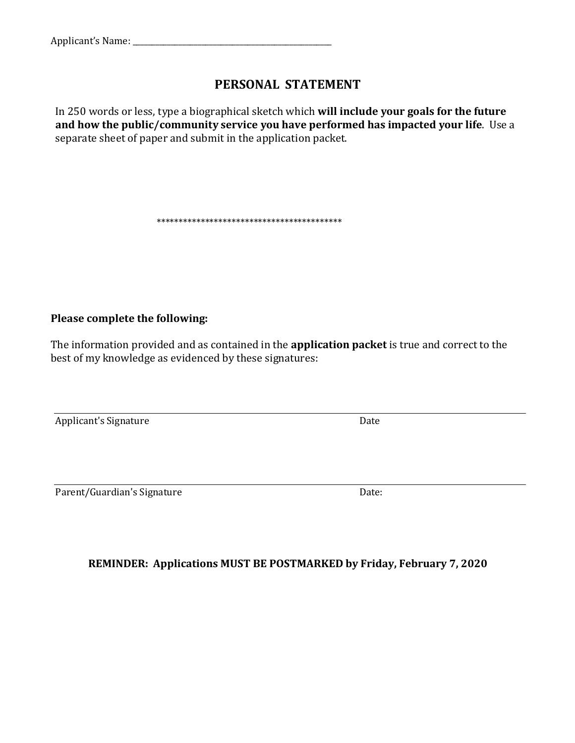Applicant's Name: ______________________________________________

## PERSONAL STATEMENT

In 250 words or less, type a biographical sketch which **will include your goals for the future and how the public/community service you have performed has impacted your life**. Use a separate sheet of paper and submit in the application packet.

******************************************

**Please complete the following:**

The information provided and as contained in the **application packet** is true and correct to the best of my knowledge as evidenced by these signatures:

______________________________________________________________________

Applicant's Signature                                        Date

______________________________________________________________________

Parent/Guardian's Signature                                  Date:

**REMINDER: Applications MUST BE POSTMARKED by Friday, February 7, 2020**